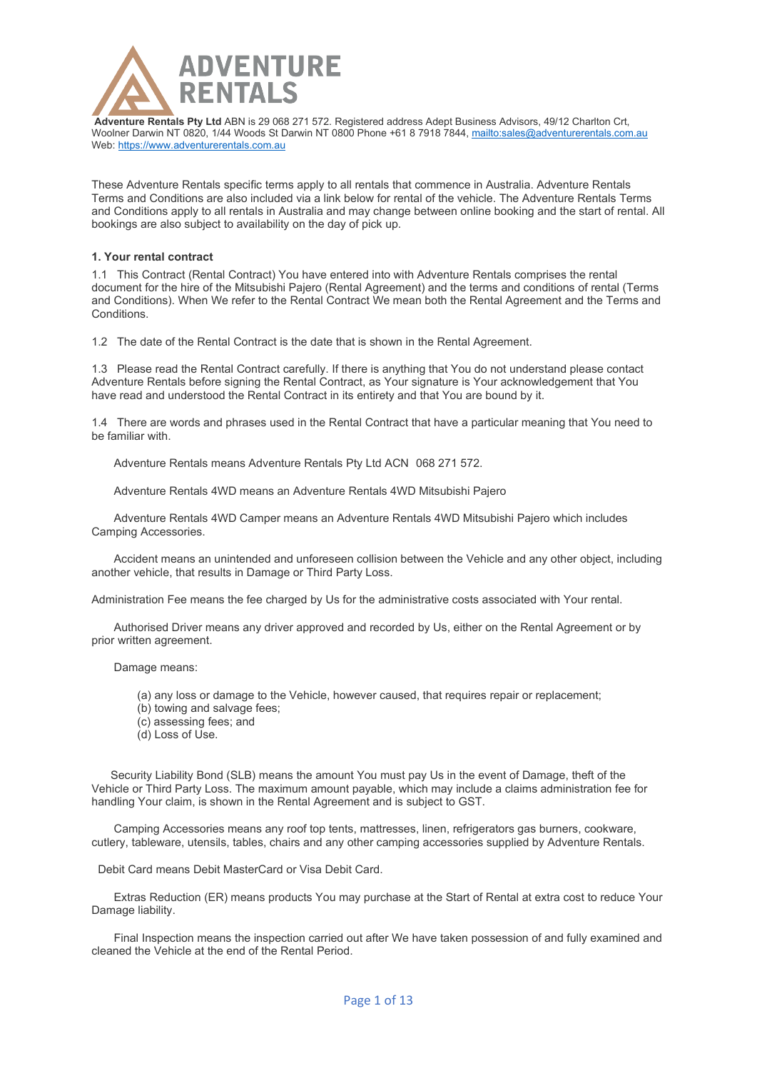# ADVENTURE RENTALS

**Adventure Rentals Pty Ltd** ABN is 29 068 271 572. Registered address Adept Business Advisors, 49/12 Charlton Crt, Woolner Darwin NT 0820, 1/44 Woods St Darwin NT 0800 Phone +61 8 7918 7844, mailto:sales@adventurerentals.com.au
Web: https://www.adventurerentals.com.au

These Adventure Rentals specific terms apply to all rentals that commence in Australia. Adventure Rentals Terms and Conditions are also included via a link below for rental of the vehicle. The Adventure Rentals Terms and Conditions apply to all rentals in Australia and may change between online booking and the start of rental. All bookings are also subject to availability on the day of pick up.

**1. Your rental contract**

1.1 This Contract (Rental Contract) You have entered into with Adventure Rentals comprises the rental document for the hire of the Mitsubishi Pajero (Rental Agreement) and the terms and conditions of rental (Terms and Conditions). When We refer to the Rental Contract We mean both the Rental Agreement and the Terms and Conditions.

1.2 The date of the Rental Contract is the date that is shown in the Rental Agreement.

1.3 Please read the Rental Contract carefully. If there is anything that You do not understand please contact Adventure Rentals before signing the Rental Contract, as Your signature is Your acknowledgement that You have read and understood the Rental Contract in its entirety and that You are bound by it.

1.4 There are words and phrases used in the Rental Contract that have a particular meaning that You need to be familiar with.

Adventure Rentals means Adventure Rentals Pty Ltd ACN 068 271 572.

Adventure Rentals 4WD means an Adventure Rentals 4WD Mitsubishi Pajero

Adventure Rentals 4WD Camper means an Adventure Rentals 4WD Mitsubishi Pajero which includes Camping Accessories.

Accident means an unintended and unforeseen collision between the Vehicle and any other object, including another vehicle, that results in Damage or Third Party Loss.

Administration Fee means the fee charged by Us for the administrative costs associated with Your rental.

Authorised Driver means any driver approved and recorded by Us, either on the Rental Agreement or by prior written agreement.

Damage means:

(a) any loss or damage to the Vehicle, however caused, that requires repair or replacement;
(b) towing and salvage fees;
(c) assessing fees; and
(d) Loss of Use.

Security Liability Bond (SLB) means the amount You must pay Us in the event of Damage, theft of the Vehicle or Third Party Loss. The maximum amount payable, which may include a claims administration fee for handling Your claim, is shown in the Rental Agreement and is subject to GST.

Camping Accessories means any roof top tents, mattresses, linen, refrigerators gas burners, cookware, cutlery, tableware, utensils, tables, chairs and any other camping accessories supplied by Adventure Rentals.

Debit Card means Debit MasterCard or Visa Debit Card.

Extras Reduction (ER) means products You may purchase at the Start of Rental at extra cost to reduce Your Damage liability.

Final Inspection means the inspection carried out after We have taken possession of and fully examined and cleaned the Vehicle at the end of the Rental Period.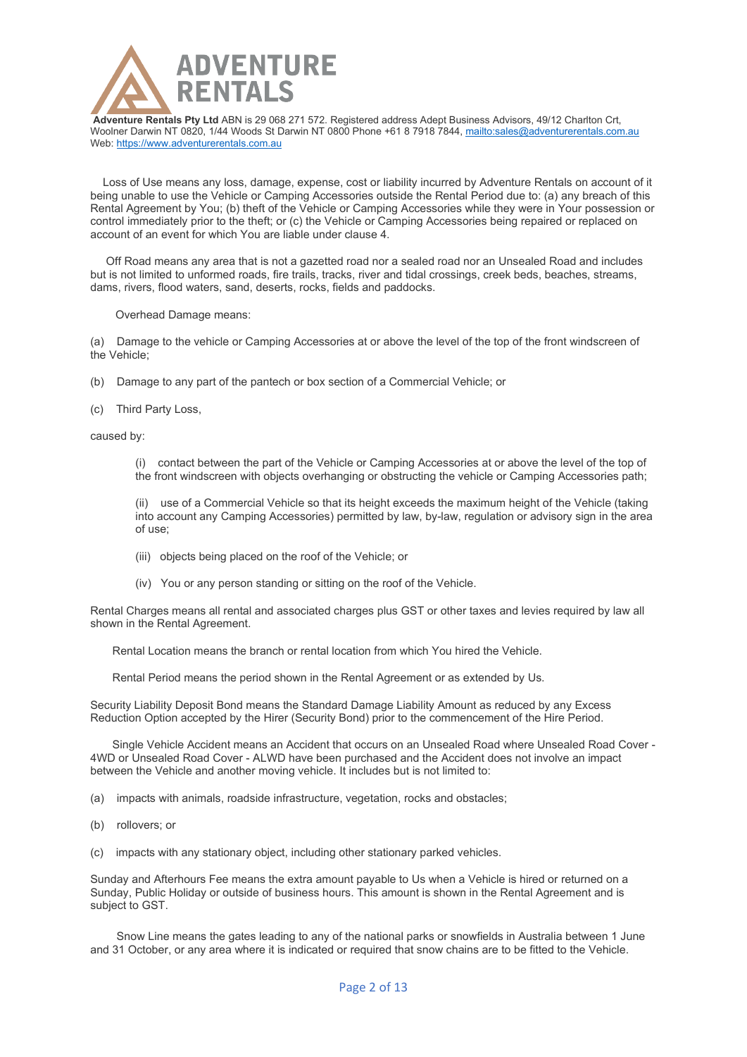**Adventure Rentals Pty Ltd** ABN is 29 068 271 572. Registered address Adept Business Advisors, 49/12 Charlton Crt, Woolner Darwin NT 0820, 1/44 Woods St Darwin NT 0800 Phone +61 8 7918 7844, mailto:sales@adventurerentals.com.au
Web: https://www.adventurerentals.com.au

Loss of Use means any loss, damage, expense, cost or liability incurred by Adventure Rentals on account of it being unable to use the Vehicle or Camping Accessories outside the Rental Period due to: (a) any breach of this Rental Agreement by You; (b) theft of the Vehicle or Camping Accessories while they were in Your possession or control immediately prior to the theft; or (c) the Vehicle or Camping Accessories being repaired or replaced on account of an event for which You are liable under clause 4.

Off Road means any area that is not a gazetted road nor a sealed road nor an Unsealed Road and includes but is not limited to unformed roads, fire trails, tracks, river and tidal crossings, creek beds, beaches, streams, dams, rivers, flood waters, sand, deserts, rocks, fields and paddocks.

Overhead Damage means:

(a) Damage to the vehicle or Camping Accessories at or above the level of the top of the front windscreen of the Vehicle;

(b) Damage to any part of the pantech or box section of a Commercial Vehicle; or

(c) Third Party Loss,

caused by:

(i) contact between the part of the Vehicle or Camping Accessories at or above the level of the top of the front windscreen with objects overhanging or obstructing the vehicle or Camping Accessories path;

(ii) use of a Commercial Vehicle so that its height exceeds the maximum height of the Vehicle (taking into account any Camping Accessories) permitted by law, by-law, regulation or advisory sign in the area of use;

(iii) objects being placed on the roof of the Vehicle; or

(iv) You or any person standing or sitting on the roof of the Vehicle.

Rental Charges means all rental and associated charges plus GST or other taxes and levies required by law all shown in the Rental Agreement.

Rental Location means the branch or rental location from which You hired the Vehicle.

Rental Period means the period shown in the Rental Agreement or as extended by Us.

Security Liability Deposit Bond means the Standard Damage Liability Amount as reduced by any Excess Reduction Option accepted by the Hirer (Security Bond) prior to the commencement of the Hire Period.

Single Vehicle Accident means an Accident that occurs on an Unsealed Road where Unsealed Road Cover - 4WD or Unsealed Road Cover - ALWD have been purchased and the Accident does not involve an impact between the Vehicle and another moving vehicle. It includes but is not limited to:

(a) impacts with animals, roadside infrastructure, vegetation, rocks and obstacles;

(b) rollovers; or

(c) impacts with any stationary object, including other stationary parked vehicles.

Sunday and Afterhours Fee means the extra amount payable to Us when a Vehicle is hired or returned on a Sunday, Public Holiday or outside of business hours. This amount is shown in the Rental Agreement and is subject to GST.

Snow Line means the gates leading to any of the national parks or snowfields in Australia between 1 June and 31 October, or any area where it is indicated or required that snow chains are to be fitted to the Vehicle.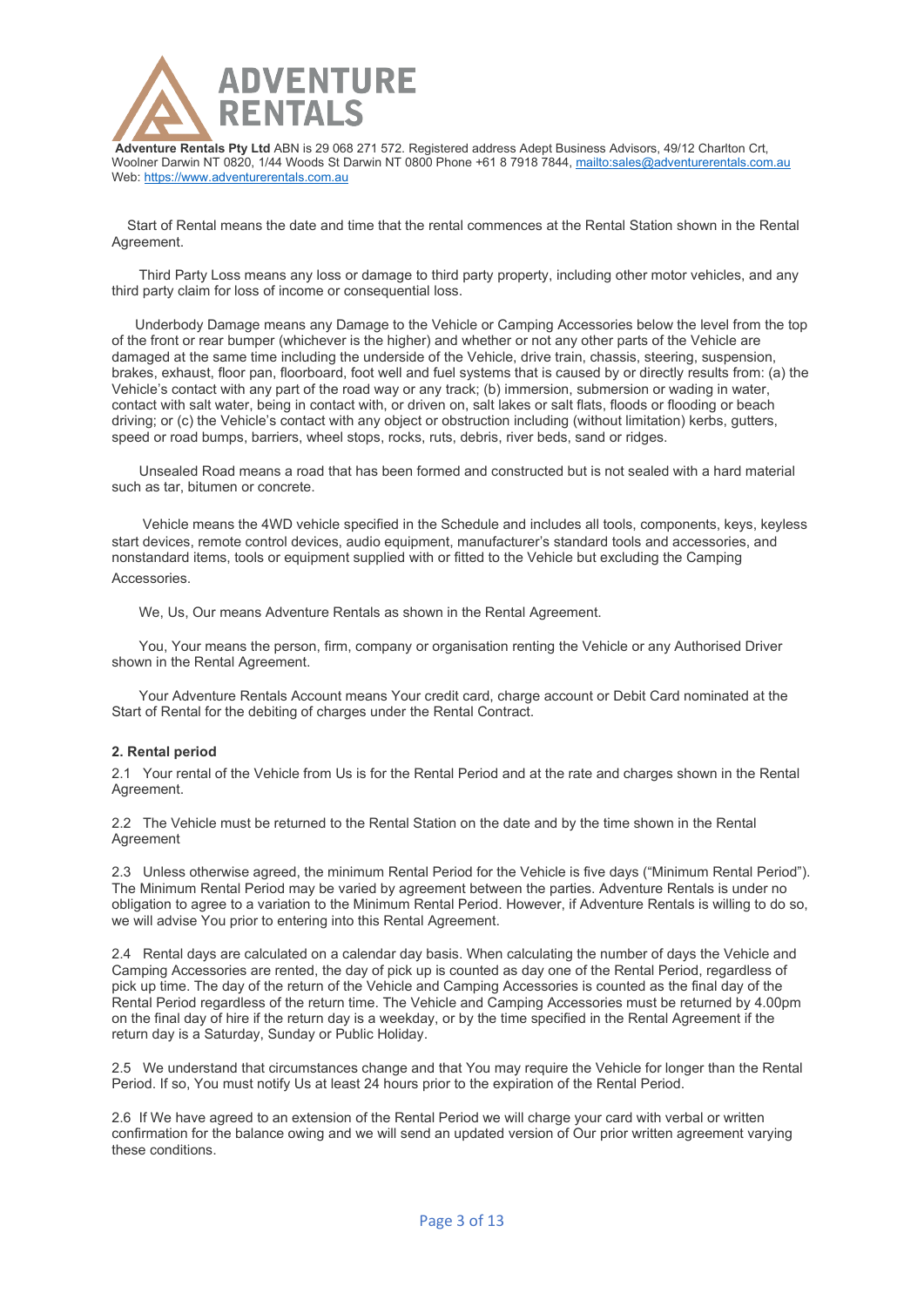Start of Rental means the date and time that the rental commences at the Rental Station shown in the Rental Agreement.

Third Party Loss means any loss or damage to third party property, including other motor vehicles, and any third party claim for loss of income or consequential loss.

Underbody Damage means any Damage to the Vehicle or Camping Accessories below the level from the top of the front or rear bumper (whichever is the higher) and whether or not any other parts of the Vehicle are damaged at the same time including the underside of the Vehicle, drive train, chassis, steering, suspension, brakes, exhaust, floor pan, floorboard, foot well and fuel systems that is caused by or directly results from: (a) the Vehicle's contact with any part of the road way or any track; (b) immersion, submersion or wading in water, contact with salt water, being in contact with, or driven on, salt lakes or salt flats, floods or flooding or beach driving; or (c) the Vehicle's contact with any object or obstruction including (without limitation) kerbs, gutters, speed or road bumps, barriers, wheel stops, rocks, ruts, debris, river beds, sand or ridges.

Unsealed Road means a road that has been formed and constructed but is not sealed with a hard material such as tar, bitumen or concrete.

Vehicle means the 4WD vehicle specified in the Schedule and includes all tools, components, keys, keyless start devices, remote control devices, audio equipment, manufacturer's standard tools and accessories, and nonstandard items, tools or equipment supplied with or fitted to the Vehicle but excluding the Camping Accessories.

We, Us, Our means Adventure Rentals as shown in the Rental Agreement.

You, Your means the person, firm, company or organisation renting the Vehicle or any Authorised Driver shown in the Rental Agreement.

Your Adventure Rentals Account means Your credit card, charge account or Debit Card nominated at the Start of Rental for the debiting of charges under the Rental Contract.

**2. Rental period**

2.1 Your rental of the Vehicle from Us is for the Rental Period and at the rate and charges shown in the Rental Agreement.

2.2 The Vehicle must be returned to the Rental Station on the date and by the time shown in the Rental Agreement

2.3 Unless otherwise agreed, the minimum Rental Period for the Vehicle is five days ("Minimum Rental Period"). The Minimum Rental Period may be varied by agreement between the parties. Adventure Rentals is under no obligation to agree to a variation to the Minimum Rental Period. However, if Adventure Rentals is willing to do so, we will advise You prior to entering into this Rental Agreement.

2.4 Rental days are calculated on a calendar day basis. When calculating the number of days the Vehicle and Camping Accessories are rented, the day of pick up is counted as day one of the Rental Period, regardless of pick up time. The day of the return of the Vehicle and Camping Accessories is counted as the final day of the Rental Period regardless of the return time. The Vehicle and Camping Accessories must be returned by 4.00pm on the final day of hire if the return day is a weekday, or by the time specified in the Rental Agreement if the return day is a Saturday, Sunday or Public Holiday.

2.5 We understand that circumstances change and that You may require the Vehicle for longer than the Rental Period. If so, You must notify Us at least 24 hours prior to the expiration of the Rental Period.

2.6 If We have agreed to an extension of the Rental Period we will charge your card with verbal or written confirmation for the balance owing and we will send an updated version of Our prior written agreement varying these conditions.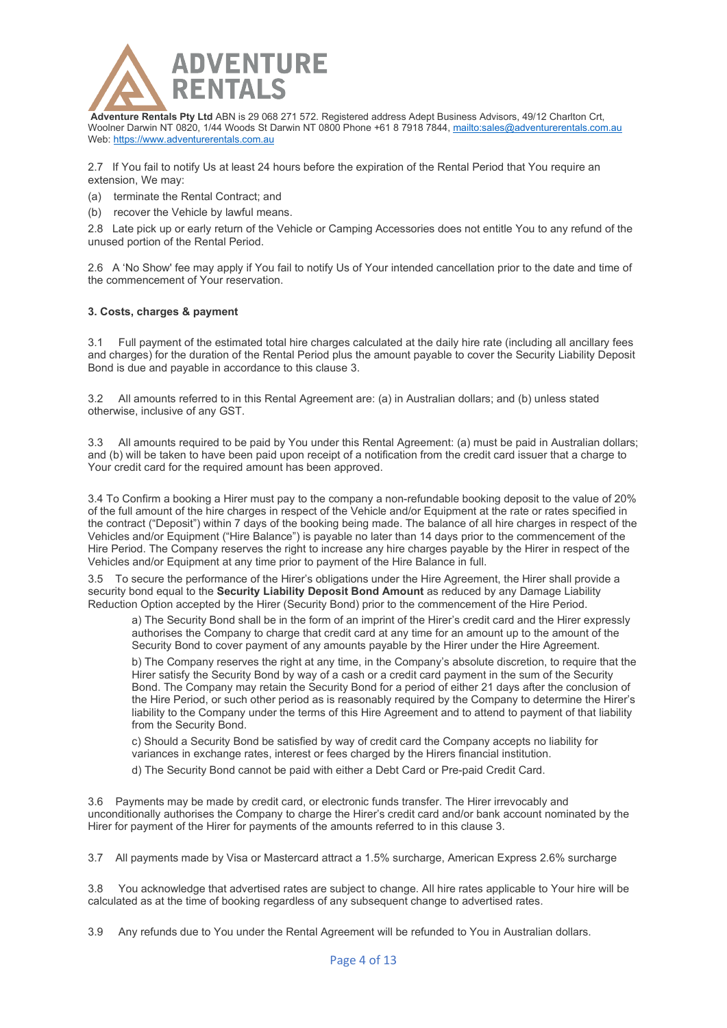**Adventure Rentals Pty Ltd** ABN is 29 068 271 572. Registered address Adept Business Advisors, 49/12 Charlton Crt, Woolner Darwin NT 0820, 1/44 Woods St Darwin NT 0800 Phone +61 8 7918 7844, mailto:sales@adventurerentals.com.au Web: https://www.adventurerentals.com.au

2.7 If You fail to notify Us at least 24 hours before the expiration of the Rental Period that You require an extension, We may:

(a) terminate the Rental Contract; and

(b) recover the Vehicle by lawful means.

2.8 Late pick up or early return of the Vehicle or Camping Accessories does not entitle You to any refund of the unused portion of the Rental Period.

2.6 A 'No Show' fee may apply if You fail to notify Us of Your intended cancellation prior to the date and time of the commencement of Your reservation.

### 3. Costs, charges & payment

3.1 Full payment of the estimated total hire charges calculated at the daily hire rate (including all ancillary fees and charges) for the duration of the Rental Period plus the amount payable to cover the Security Liability Deposit Bond is due and payable in accordance to this clause 3.

3.2 All amounts referred to in this Rental Agreement are: (a) in Australian dollars; and (b) unless stated otherwise, inclusive of any GST.

3.3 All amounts required to be paid by You under this Rental Agreement: (a) must be paid in Australian dollars; and (b) will be taken to have been paid upon receipt of a notification from the credit card issuer that a charge to Your credit card for the required amount has been approved.

3.4 To Confirm a booking a Hirer must pay to the company a non-refundable booking deposit to the value of 20% of the full amount of the hire charges in respect of the Vehicle and/or Equipment at the rate or rates specified in the contract ("Deposit") within 7 days of the booking being made. The balance of all hire charges in respect of the Vehicles and/or Equipment ("Hire Balance") is payable no later than 14 days prior to the commencement of the Hire Period. The Company reserves the right to increase any hire charges payable by the Hirer in respect of the Vehicles and/or Equipment at any time prior to payment of the Hire Balance in full.

3.5 To secure the performance of the Hirer's obligations under the Hire Agreement, the Hirer shall provide a security bond equal to the **Security Liability Deposit Bond Amount** as reduced by any Damage Liability Reduction Option accepted by the Hirer (Security Bond) prior to the commencement of the Hire Period.

a) The Security Bond shall be in the form of an imprint of the Hirer's credit card and the Hirer expressly authorises the Company to charge that credit card at any time for an amount up to the amount of the Security Bond to cover payment of any amounts payable by the Hirer under the Hire Agreement.

b) The Company reserves the right at any time, in the Company's absolute discretion, to require that the Hirer satisfy the Security Bond by way of a cash or a credit card payment in the sum of the Security Bond. The Company may retain the Security Bond for a period of either 21 days after the conclusion of the Hire Period, or such other period as is reasonably required by the Company to determine the Hirer's liability to the Company under the terms of this Hire Agreement and to attend to payment of that liability from the Security Bond.

c) Should a Security Bond be satisfied by way of credit card the Company accepts no liability for variances in exchange rates, interest or fees charged by the Hirers financial institution.

d) The Security Bond cannot be paid with either a Debt Card or Pre-paid Credit Card.

3.6 Payments may be made by credit card, or electronic funds transfer. The Hirer irrevocably and unconditionally authorises the Company to charge the Hirer's credit card and/or bank account nominated by the Hirer for payment of the Hirer for payments of the amounts referred to in this clause 3.

3.7 All payments made by Visa or Mastercard attract a 1.5% surcharge, American Express 2.6% surcharge

3.8 You acknowledge that advertised rates are subject to change. All hire rates applicable to Your hire will be calculated as at the time of booking regardless of any subsequent change to advertised rates.

3.9 Any refunds due to You under the Rental Agreement will be refunded to You in Australian dollars.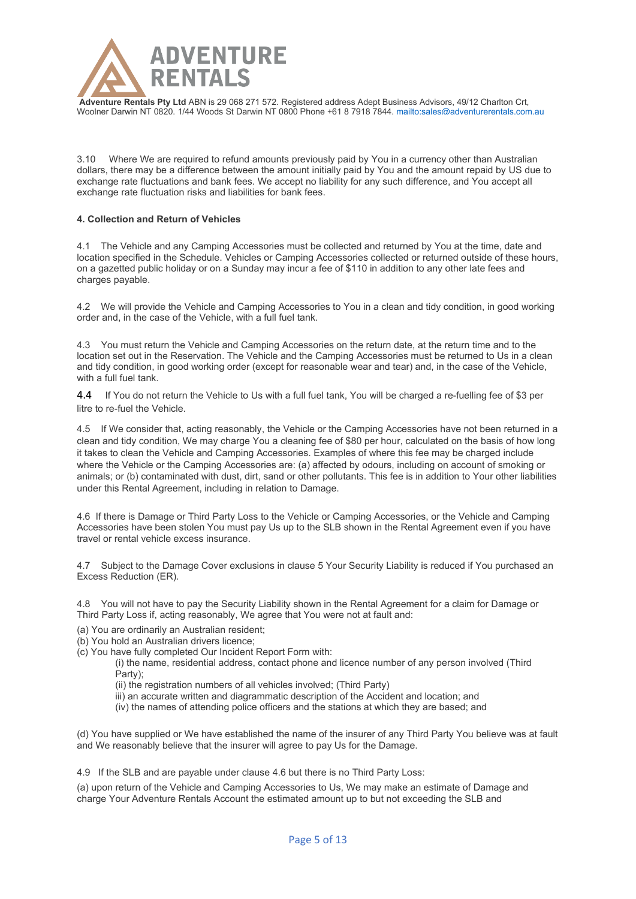3.10 Where We are required to refund amounts previously paid by You in a currency other than Australian dollars, there may be a difference between the amount initially paid by You and the amount repaid by US due to exchange rate fluctuations and bank fees. We accept no liability for any such difference, and You accept all exchange rate fluctuation risks and liabilities for bank fees.

**4. Collection and Return of Vehicles**

4.1 The Vehicle and any Camping Accessories must be collected and returned by You at the time, date and location specified in the Schedule. Vehicles or Camping Accessories collected or returned outside of these hours, on a gazetted public holiday or on a Sunday may incur a fee of $110 in addition to any other late fees and charges payable.

4.2 We will provide the Vehicle and Camping Accessories to You in a clean and tidy condition, in good working order and, in the case of the Vehicle, with a full fuel tank.

4.3 You must return the Vehicle and Camping Accessories on the return date, at the return time and to the location set out in the Reservation. The Vehicle and the Camping Accessories must be returned to Us in a clean and tidy condition, in good working order (except for reasonable wear and tear) and, in the case of the Vehicle, with a full fuel tank.

4.4 If You do not return the Vehicle to Us with a full fuel tank, You will be charged a re-fuelling fee of $3 per litre to re-fuel the Vehicle.

4.5 If We consider that, acting reasonably, the Vehicle or the Camping Accessories have not been returned in a clean and tidy condition, We may charge You a cleaning fee of $80 per hour, calculated on the basis of how long it takes to clean the Vehicle and Camping Accessories. Examples of where this fee may be charged include where the Vehicle or the Camping Accessories are: (a) affected by odours, including on account of smoking or animals; or (b) contaminated with dust, dirt, sand or other pollutants. This fee is in addition to Your other liabilities under this Rental Agreement, including in relation to Damage.

4.6 If there is Damage or Third Party Loss to the Vehicle or Camping Accessories, or the Vehicle and Camping Accessories have been stolen You must pay Us up to the SLB shown in the Rental Agreement even if you have travel or rental vehicle excess insurance.

4.7 Subject to the Damage Cover exclusions in clause 5 Your Security Liability is reduced if You purchased an Excess Reduction (ER).

4.8 You will not have to pay the Security Liability shown in the Rental Agreement for a claim for Damage or Third Party Loss if, acting reasonably, We agree that You were not at fault and:

(a) You are ordinarily an Australian resident;
(b) You hold an Australian drivers licence;
(c) You have fully completed Our Incident Report Form with:

  (i) the name, residential address, contact phone and licence number of any person involved (Third Party);
  (ii) the registration numbers of all vehicles involved; (Third Party)
  iii) an accurate written and diagrammatic description of the Accident and location; and
  (iv) the names of attending police officers and the stations at which they are based; and

(d) You have supplied or We have established the name of the insurer of any Third Party You believe was at fault and We reasonably believe that the insurer will agree to pay Us for the Damage.

4.9 If the SLB and are payable under clause 4.6 but there is no Third Party Loss:

(a) upon return of the Vehicle and Camping Accessories to Us, We may make an estimate of Damage and charge Your Adventure Rentals Account the estimated amount up to but not exceeding the SLB and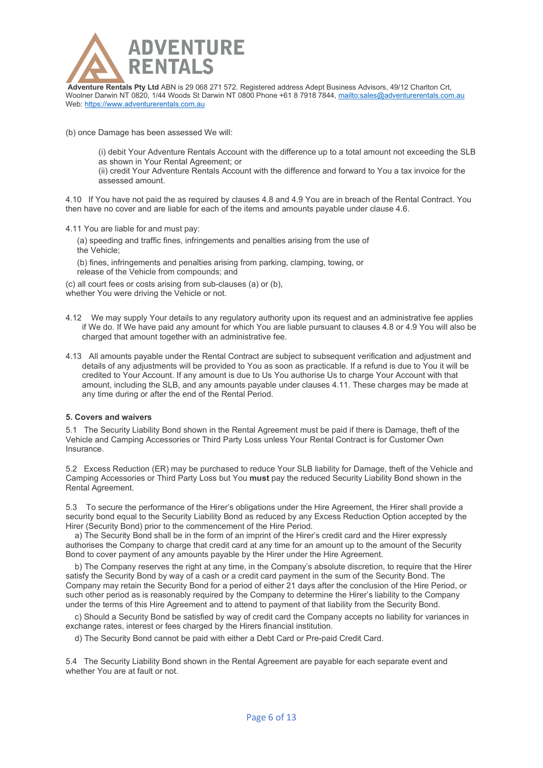(b) once Damage has been assessed We will:

(i) debit Your Adventure Rentals Account with the difference up to a total amount not exceeding the SLB as shown in Your Rental Agreement; or
(ii) credit Your Adventure Rentals Account with the difference and forward to You a tax invoice for the assessed amount.

4.10 If You have not paid the as required by clauses 4.8 and 4.9 You are in breach of the Rental Contract. You then have no cover and are liable for each of the items and amounts payable under clause 4.6.

4.11 You are liable for and must pay:

(a) speeding and traffic fines, infringements and penalties arising from the use of the Vehicle;

(b) fines, infringements and penalties arising from parking, clamping, towing, or release of the Vehicle from compounds; and

(c) all court fees or costs arising from sub-clauses (a) or (b), whether You were driving the Vehicle or not.

4.12 We may supply Your details to any regulatory authority upon its request and an administrative fee applies if We do. If We have paid any amount for which You are liable pursuant to clauses 4.8 or 4.9 You will also be charged that amount together with an administrative fee.

4.13 All amounts payable under the Rental Contract are subject to subsequent verification and adjustment and details of any adjustments will be provided to You as soon as practicable. If a refund is due to You it will be credited to Your Account. If any amount is due to Us You authorise Us to charge Your Account with that amount, including the SLB, and any amounts payable under clauses 4.11. These charges may be made at any time during or after the end of the Rental Period.

**5. Covers and waivers**

5.1 The Security Liability Bond shown in the Rental Agreement must be paid if there is Damage, theft of the Vehicle and Camping Accessories or Third Party Loss unless Your Rental Contract is for Customer Own Insurance.

5.2 Excess Reduction (ER) may be purchased to reduce Your SLB liability for Damage, theft of the Vehicle and Camping Accessories or Third Party Loss but You **must** pay the reduced Security Liability Bond shown in the Rental Agreement.

5.3 To secure the performance of the Hirer's obligations under the Hire Agreement, the Hirer shall provide a security bond equal to the Security Liability Bond as reduced by any Excess Reduction Option accepted by the Hirer (Security Bond) prior to the commencement of the Hire Period.

a) The Security Bond shall be in the form of an imprint of the Hirer's credit card and the Hirer expressly authorises the Company to charge that credit card at any time for an amount up to the amount of the Security Bond to cover payment of any amounts payable by the Hirer under the Hire Agreement.

b) The Company reserves the right at any time, in the Company's absolute discretion, to require that the Hirer satisfy the Security Bond by way of a cash or a credit card payment in the sum of the Security Bond. The Company may retain the Security Bond for a period of either 21 days after the conclusion of the Hire Period, or such other period as is reasonably required by the Company to determine the Hirer's liability to the Company under the terms of this Hire Agreement and to attend to payment of that liability from the Security Bond.

c) Should a Security Bond be satisfied by way of credit card the Company accepts no liability for variances in exchange rates, interest or fees charged by the Hirers financial institution.

d) The Security Bond cannot be paid with either a Debt Card or Pre-paid Credit Card.

5.4 The Security Liability Bond shown in the Rental Agreement are payable for each separate event and whether You are at fault or not.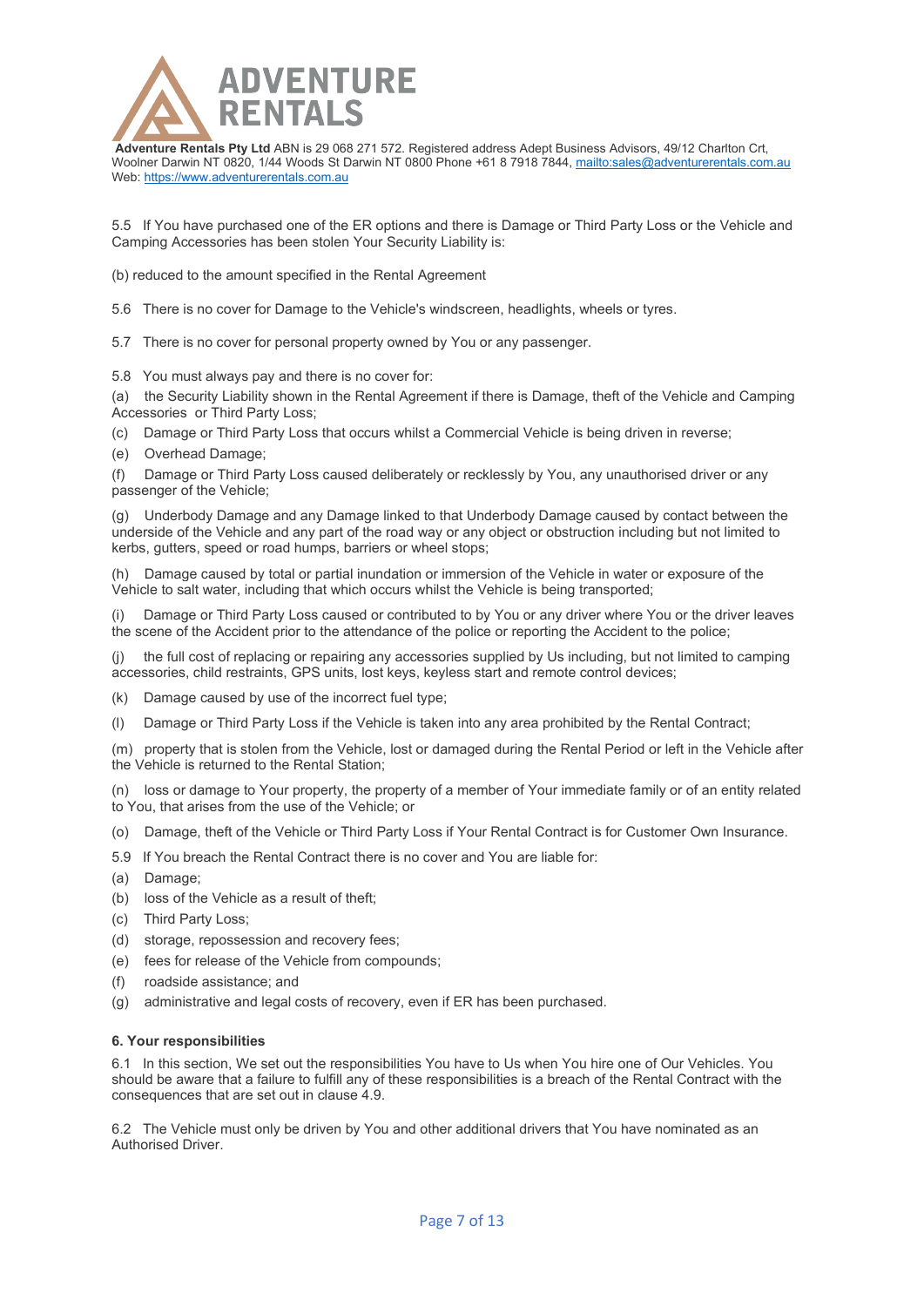**Adventure Rentals Pty Ltd** ABN is 29 068 271 572. Registered address Adept Business Advisors, 49/12 Charlton Crt, Woolner Darwin NT 0820, 1/44 Woods St Darwin NT 0800 Phone +61 8 7918 7844, mailto:sales@adventurerentals.com.au Web: https://www.adventurerentals.com.au

5.5 If You have purchased one of the ER options and there is Damage or Third Party Loss or the Vehicle and Camping Accessories has been stolen Your Security Liability is:

(b) reduced to the amount specified in the Rental Agreement

5.6 There is no cover for Damage to the Vehicle's windscreen, headlights, wheels or tyres.

5.7 There is no cover for personal property owned by You or any passenger.

5.8 You must always pay and there is no cover for:

(a) the Security Liability shown in the Rental Agreement if there is Damage, theft of the Vehicle and Camping Accessories or Third Party Loss;

(c) Damage or Third Party Loss that occurs whilst a Commercial Vehicle is being driven in reverse;

(e) Overhead Damage;

(f) Damage or Third Party Loss caused deliberately or recklessly by You, any unauthorised driver or any passenger of the Vehicle;

(g) Underbody Damage and any Damage linked to that Underbody Damage caused by contact between the underside of the Vehicle and any part of the road way or any object or obstruction including but not limited to kerbs, gutters, speed or road humps, barriers or wheel stops;

(h) Damage caused by total or partial inundation or immersion of the Vehicle in water or exposure of the Vehicle to salt water, including that which occurs whilst the Vehicle is being transported;

(i) Damage or Third Party Loss caused or contributed to by You or any driver where You or the driver leaves the scene of the Accident prior to the attendance of the police or reporting the Accident to the police;

(j) the full cost of replacing or repairing any accessories supplied by Us including, but not limited to camping accessories, child restraints, GPS units, lost keys, keyless start and remote control devices;

(k) Damage caused by use of the incorrect fuel type;

(l) Damage or Third Party Loss if the Vehicle is taken into any area prohibited by the Rental Contract;

(m) property that is stolen from the Vehicle, lost or damaged during the Rental Period or left in the Vehicle after the Vehicle is returned to the Rental Station;

(n) loss or damage to Your property, the property of a member of Your immediate family or of an entity related to You, that arises from the use of the Vehicle; or

(o) Damage, theft of the Vehicle or Third Party Loss if Your Rental Contract is for Customer Own Insurance.

5.9 If You breach the Rental Contract there is no cover and You are liable for:

(a) Damage;

(b) loss of the Vehicle as a result of theft;

(c) Third Party Loss;

(d) storage, repossession and recovery fees;

(e) fees for release of the Vehicle from compounds;

(f) roadside assistance; and

(g) administrative and legal costs of recovery, even if ER has been purchased.

### 6. Your responsibilities

6.1 In this section, We set out the responsibilities You have to Us when You hire one of Our Vehicles. You should be aware that a failure to fulfill any of these responsibilities is a breach of the Rental Contract with the consequences that are set out in clause 4.9.

6.2 The Vehicle must only be driven by You and other additional drivers that You have nominated as an Authorised Driver.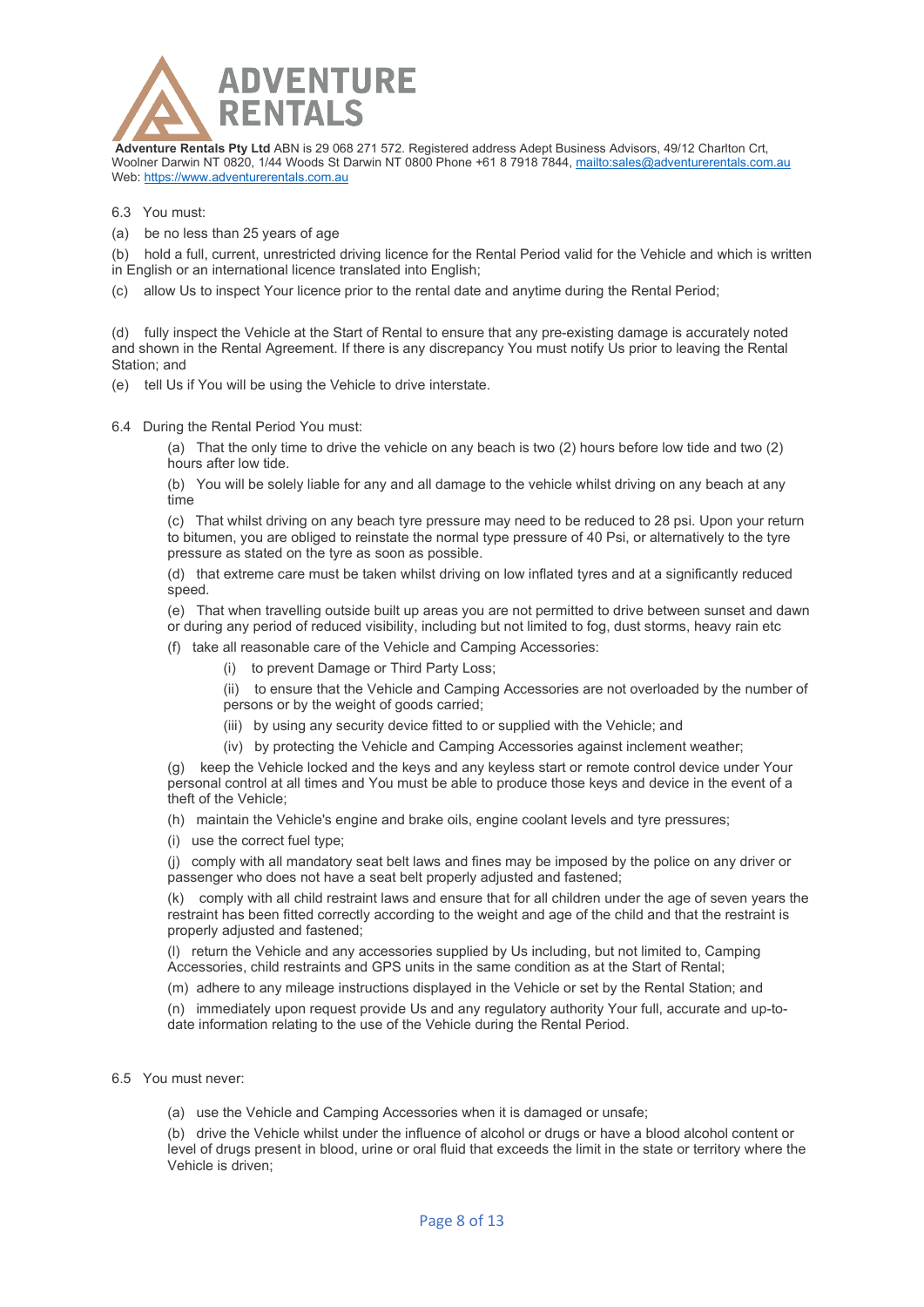**ADVENTURE RENTALS**

**Adventure Rentals Pty Ltd** ABN is 29 068 271 572. Registered address Adept Business Advisors, 49/12 Charlton Crt, Woolner Darwin NT 0820, 1/44 Woods St Darwin NT 0800 Phone +61 8 7918 7844, mailto:sales@adventurerentals.com.au Web: https://www.adventurerentals.com.au

6.3 You must:

(a) be no less than 25 years of age

(b) hold a full, current, unrestricted driving licence for the Rental Period valid for the Vehicle and which is written in English or an international licence translated into English;

(c) allow Us to inspect Your licence prior to the rental date and anytime during the Rental Period;

(d) fully inspect the Vehicle at the Start of Rental to ensure that any pre-existing damage is accurately noted and shown in the Rental Agreement. If there is any discrepancy You must notify Us prior to leaving the Rental Station; and

(e) tell Us if You will be using the Vehicle to drive interstate.

6.4 During the Rental Period You must:

(a) That the only time to drive the vehicle on any beach is two (2) hours before low tide and two (2) hours after low tide.

(b) You will be solely liable for any and all damage to the vehicle whilst driving on any beach at any time

(c) That whilst driving on any beach tyre pressure may need to be reduced to 28 psi. Upon your return to bitumen, you are obliged to reinstate the normal type pressure of 40 Psi, or alternatively to the tyre pressure as stated on the tyre as soon as possible.

(d) that extreme care must be taken whilst driving on low inflated tyres and at a significantly reduced speed.

(e) That when travelling outside built up areas you are not permitted to drive between sunset and dawn or during any period of reduced visibility, including but not limited to fog, dust storms, heavy rain etc

(f) take all reasonable care of the Vehicle and Camping Accessories:

(i) to prevent Damage or Third Party Loss;

(ii) to ensure that the Vehicle and Camping Accessories are not overloaded by the number of persons or by the weight of goods carried;

(iii) by using any security device fitted to or supplied with the Vehicle; and

(iv) by protecting the Vehicle and Camping Accessories against inclement weather;

(g) keep the Vehicle locked and the keys and any keyless start or remote control device under Your personal control at all times and You must be able to produce those keys and device in the event of a theft of the Vehicle;

(h) maintain the Vehicle's engine and brake oils, engine coolant levels and tyre pressures;

(i) use the correct fuel type;

(j) comply with all mandatory seat belt laws and fines may be imposed by the police on any driver or passenger who does not have a seat belt properly adjusted and fastened;

(k) comply with all child restraint laws and ensure that for all children under the age of seven years the restraint has been fitted correctly according to the weight and age of the child and that the restraint is properly adjusted and fastened;

(l) return the Vehicle and any accessories supplied by Us including, but not limited to, Camping Accessories, child restraints and GPS units in the same condition as at the Start of Rental;

(m) adhere to any mileage instructions displayed in the Vehicle or set by the Rental Station; and

(n) immediately upon request provide Us and any regulatory authority Your full, accurate and up-to-date information relating to the use of the Vehicle during the Rental Period.

6.5 You must never:

(a) use the Vehicle and Camping Accessories when it is damaged or unsafe;

(b) drive the Vehicle whilst under the influence of alcohol or drugs or have a blood alcohol content or level of drugs present in blood, urine or oral fluid that exceeds the limit in the state or territory where the Vehicle is driven;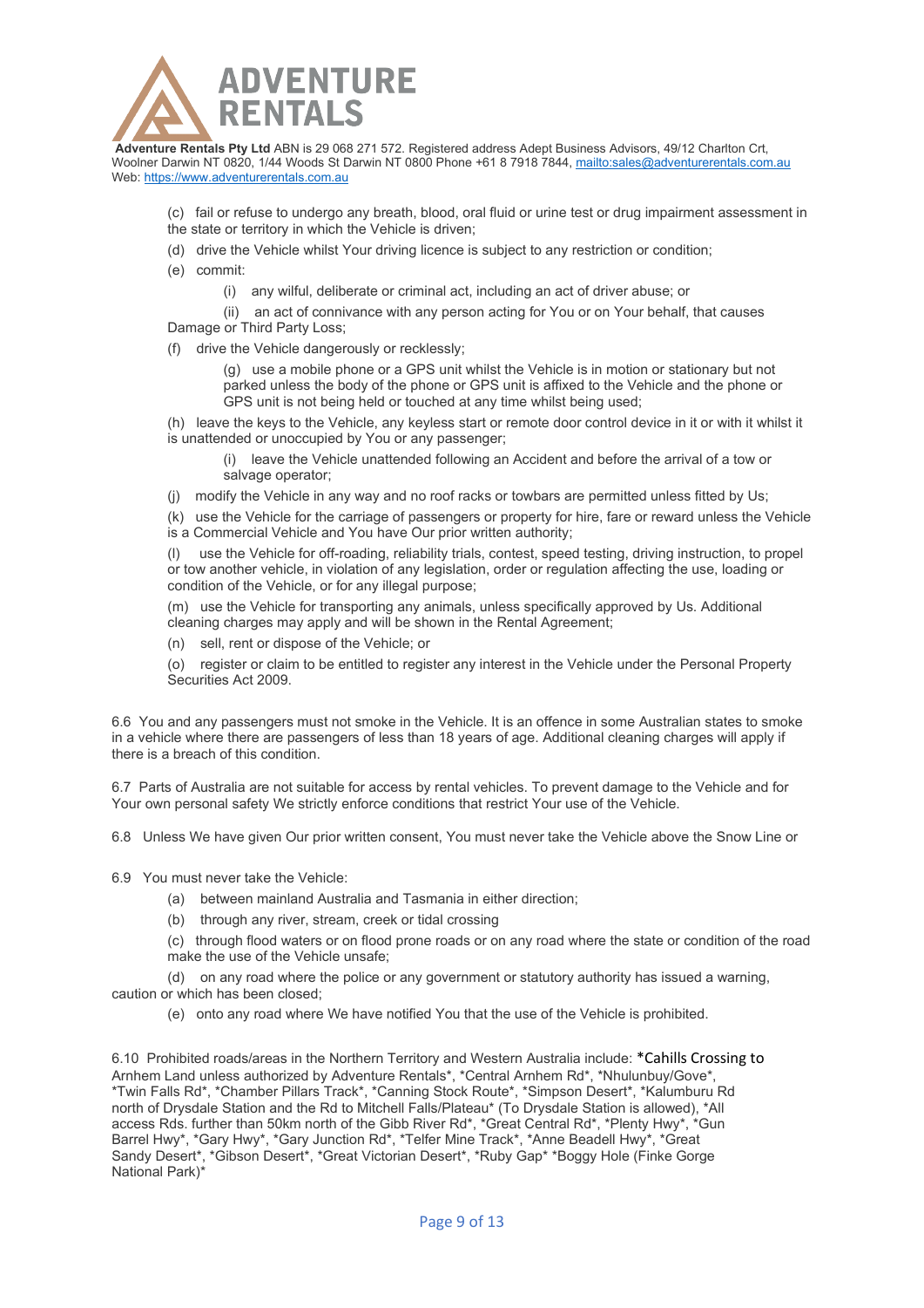**Adventure Rentals Pty Ltd** ABN is 29 068 271 572. Registered address Adept Business Advisors, 49/12 Charlton Crt, Woolner Darwin NT 0820, 1/44 Woods St Darwin NT 0800 Phone +61 8 7918 7844, [mailto:sales@adventurerentals.com.au](mailto:sales@adventurerentals.com.au)
Web: [https://www.adventurerentals.com.au](https://www.adventurerentals.com.au)

(c) fail or refuse to undergo any breath, blood, oral fluid or urine test or drug impairment assessment in the state or territory in which the Vehicle is driven;

(d) drive the Vehicle whilst Your driving licence is subject to any restriction or condition;

(e) commit:

(i) any wilful, deliberate or criminal act, including an act of driver abuse; or

(ii) an act of connivance with any person acting for You or on Your behalf, that causes Damage or Third Party Loss;

(f) drive the Vehicle dangerously or recklessly;

(g) use a mobile phone or a GPS unit whilst the Vehicle is in motion or stationary but not parked unless the body of the phone or GPS unit is affixed to the Vehicle and the phone or GPS unit is not being held or touched at any time whilst being used;

(h) leave the keys to the Vehicle, any keyless start or remote door control device in it or with it whilst it is unattended or unoccupied by You or any passenger;

(i) leave the Vehicle unattended following an Accident and before the arrival of a tow or salvage operator;

(j) modify the Vehicle in any way and no roof racks or towbars are permitted unless fitted by Us;

(k) use the Vehicle for the carriage of passengers or property for hire, fare or reward unless the Vehicle is a Commercial Vehicle and You have Our prior written authority;

(l) use the Vehicle for off-roading, reliability trials, contest, speed testing, driving instruction, to propel or tow another vehicle, in violation of any legislation, order or regulation affecting the use, loading or condition of the Vehicle, or for any illegal purpose;

(m) use the Vehicle for transporting any animals, unless specifically approved by Us. Additional cleaning charges may apply and will be shown in the Rental Agreement;

(n) sell, rent or dispose of the Vehicle; or

(o) register or claim to be entitled to register any interest in the Vehicle under the Personal Property Securities Act 2009.

6.6 You and any passengers must not smoke in the Vehicle. It is an offence in some Australian states to smoke in a vehicle where there are passengers of less than 18 years of age. Additional cleaning charges will apply if there is a breach of this condition.

6.7 Parts of Australia are not suitable for access by rental vehicles. To prevent damage to the Vehicle and for Your own personal safety We strictly enforce conditions that restrict Your use of the Vehicle.

6.8 Unless We have given Our prior written consent, You must never take the Vehicle above the Snow Line or

6.9 You must never take the Vehicle:

(a) between mainland Australia and Tasmania in either direction;

(b) through any river, stream, creek or tidal crossing

(c) through flood waters or on flood prone roads or on any road where the state or condition of the road make the use of the Vehicle unsafe;

(d) on any road where the police or any government or statutory authority has issued a warning, caution or which has been closed;

(e) onto any road where We have notified You that the use of the Vehicle is prohibited.

6.10 Prohibited roads/areas in the Northern Territory and Western Australia include: *Cahills Crossing to Arnhem Land unless authorized by Adventure Rentals*, *Central Arnhem Rd*, *Nhulunbuy/Gove*, *Twin Falls Rd*, *Chamber Pillars Track*, *Canning Stock Route*, *Simpson Desert*, *Kalumburu Rd north of Drysdale Station and the Rd to Mitchell Falls/Plateau* (To Drysdale Station is allowed), *All access Rds. further than 50km north of the Gibb River Rd*, *Great Central Rd*, *Plenty Hwy*, *Gun Barrel Hwy*, *Gary Hwy*, *Gary Junction Rd*, *Telfer Mine Track*, *Anne Beadell Hwy*, *Great Sandy Desert*, *Gibson Desert*, *Great Victorian Desert*, *Ruby Gap* *Boggy Hole (Finke Gorge National Park)*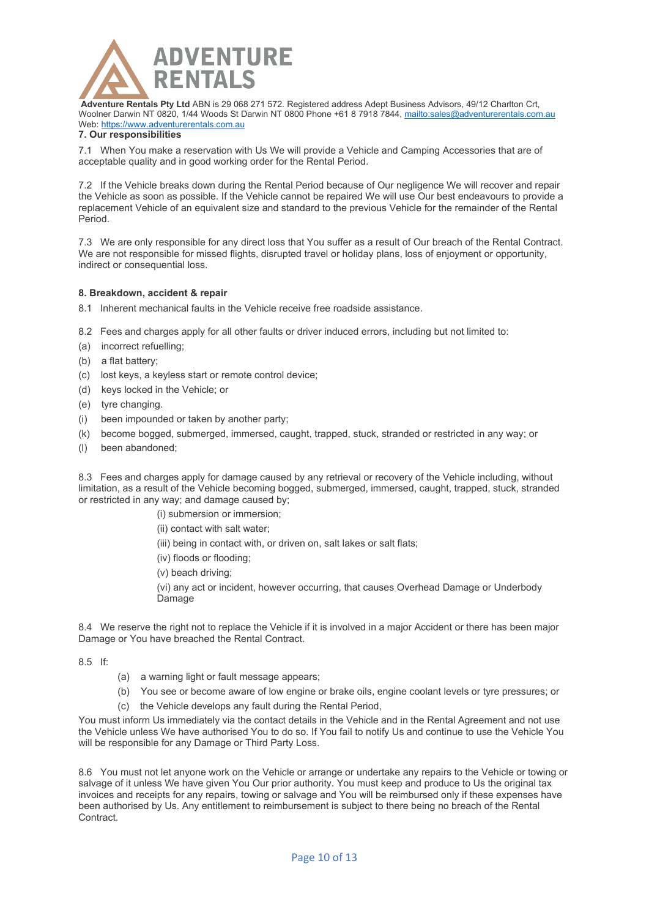**Adventure Rentals Pty Ltd** ABN is 29 068 271 572. Registered address Adept Business Advisors, 49/12 Charlton Crt, Woolner Darwin NT 0820, 1/44 Woods St Darwin NT 0800 Phone +61 8 7918 7844, mailto:sales@adventurerentals.com.au Web: https://www.adventurerentals.com.au

### 7. Our responsibilities

7.1 When You make a reservation with Us We will provide a Vehicle and Camping Accessories that are of acceptable quality and in good working order for the Rental Period.

7.2 If the Vehicle breaks down during the Rental Period because of Our negligence We will recover and repair the Vehicle as soon as possible. If the Vehicle cannot be repaired We will use Our best endeavours to provide a replacement Vehicle of an equivalent size and standard to the previous Vehicle for the remainder of the Rental Period.

7.3 We are only responsible for any direct loss that You suffer as a result of Our breach of the Rental Contract. We are not responsible for missed flights, disrupted travel or holiday plans, loss of enjoyment or opportunity, indirect or consequential loss.

### 8. Breakdown, accident & repair

8.1 Inherent mechanical faults in the Vehicle receive free roadside assistance.

8.2 Fees and charges apply for all other faults or driver induced errors, including but not limited to:

(a) incorrect refuelling;

(b) a flat battery;

(c) lost keys, a keyless start or remote control device;

(d) keys locked in the Vehicle; or

(e) tyre changing.

(i) been impounded or taken by another party;

(k) become bogged, submerged, immersed, caught, trapped, stuck, stranded or restricted in any way; or

(l) been abandoned;

8.3 Fees and charges apply for damage caused by any retrieval or recovery of the Vehicle including, without limitation, as a result of the Vehicle becoming bogged, submerged, immersed, caught, trapped, stuck, stranded or restricted in any way; and damage caused by;

(i) submersion or immersion;

(ii) contact with salt water;

(iii) being in contact with, or driven on, salt lakes or salt flats;

(iv) floods or flooding;

(v) beach driving;

(vi) any act or incident, however occurring, that causes Overhead Damage or Underbody Damage

8.4 We reserve the right not to replace the Vehicle if it is involved in a major Accident or there has been major Damage or You have breached the Rental Contract.

8.5 If:

(a) a warning light or fault message appears;

(b) You see or become aware of low engine or brake oils, engine coolant levels or tyre pressures; or

(c) the Vehicle develops any fault during the Rental Period,

You must inform Us immediately via the contact details in the Vehicle and in the Rental Agreement and not use the Vehicle unless We have authorised You to do so. If You fail to notify Us and continue to use the Vehicle You will be responsible for any Damage or Third Party Loss.

8.6 You must not let anyone work on the Vehicle or arrange or undertake any repairs to the Vehicle or towing or salvage of it unless We have given You Our prior authority. You must keep and produce to Us the original tax invoices and receipts for any repairs, towing or salvage and You will be reimbursed only if these expenses have been authorised by Us. Any entitlement to reimbursement is subject to there being no breach of the Rental Contract.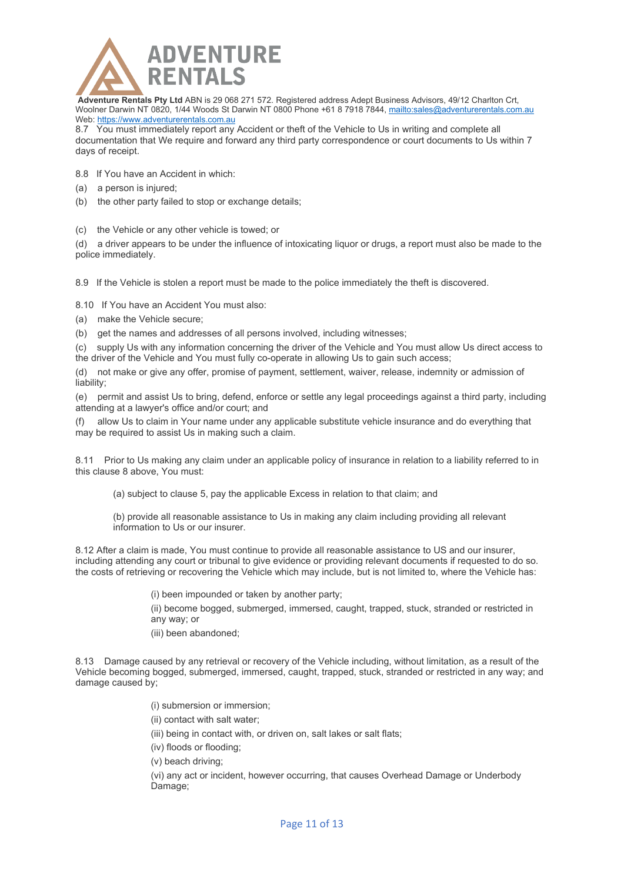**Adventure Rentals Pty Ltd** ABN is 29 068 271 572. Registered address Adept Business Advisors, 49/12 Charlton Crt, Woolner Darwin NT 0820, 1/44 Woods St Darwin NT 0800 Phone +61 8 7918 7844, mailto:sales@adventurerentals.com.au Web: https://www.adventurerentals.com.au

8.7 You must immediately report any Accident or theft of the Vehicle to Us in writing and complete all documentation that We require and forward any third party correspondence or court documents to Us within 7 days of receipt.

8.8 If You have an Accident in which:

(a) a person is injured;

(b) the other party failed to stop or exchange details;

(c) the Vehicle or any other vehicle is towed; or

(d) a driver appears to be under the influence of intoxicating liquor or drugs, a report must also be made to the police immediately.

8.9 If the Vehicle is stolen a report must be made to the police immediately the theft is discovered.

8.10 If You have an Accident You must also:

(a) make the Vehicle secure;

(b) get the names and addresses of all persons involved, including witnesses;

(c) supply Us with any information concerning the driver of the Vehicle and You must allow Us direct access to the driver of the Vehicle and You must fully co-operate in allowing Us to gain such access;

(d) not make or give any offer, promise of payment, settlement, waiver, release, indemnity or admission of liability;

(e) permit and assist Us to bring, defend, enforce or settle any legal proceedings against a third party, including attending at a lawyer's office and/or court; and

(f) allow Us to claim in Your name under any applicable substitute vehicle insurance and do everything that may be required to assist Us in making such a claim.

8.11 Prior to Us making any claim under an applicable policy of insurance in relation to a liability referred to in this clause 8 above, You must:

(a) subject to clause 5, pay the applicable Excess in relation to that claim; and

(b) provide all reasonable assistance to Us in making any claim including providing all relevant information to Us or our insurer.

8.12 After a claim is made, You must continue to provide all reasonable assistance to US and our insurer, including attending any court or tribunal to give evidence or providing relevant documents if requested to do so. the costs of retrieving or recovering the Vehicle which may include, but is not limited to, where the Vehicle has:

(i) been impounded or taken by another party;

(ii) become bogged, submerged, immersed, caught, trapped, stuck, stranded or restricted in any way; or

(iii) been abandoned;

8.13 Damage caused by any retrieval or recovery of the Vehicle including, without limitation, as a result of the Vehicle becoming bogged, submerged, immersed, caught, trapped, stuck, stranded or restricted in any way; and damage caused by;

(i) submersion or immersion;

(ii) contact with salt water;

(iii) being in contact with, or driven on, salt lakes or salt flats;

(iv) floods or flooding;

(v) beach driving;

(vi) any act or incident, however occurring, that causes Overhead Damage or Underbody Damage;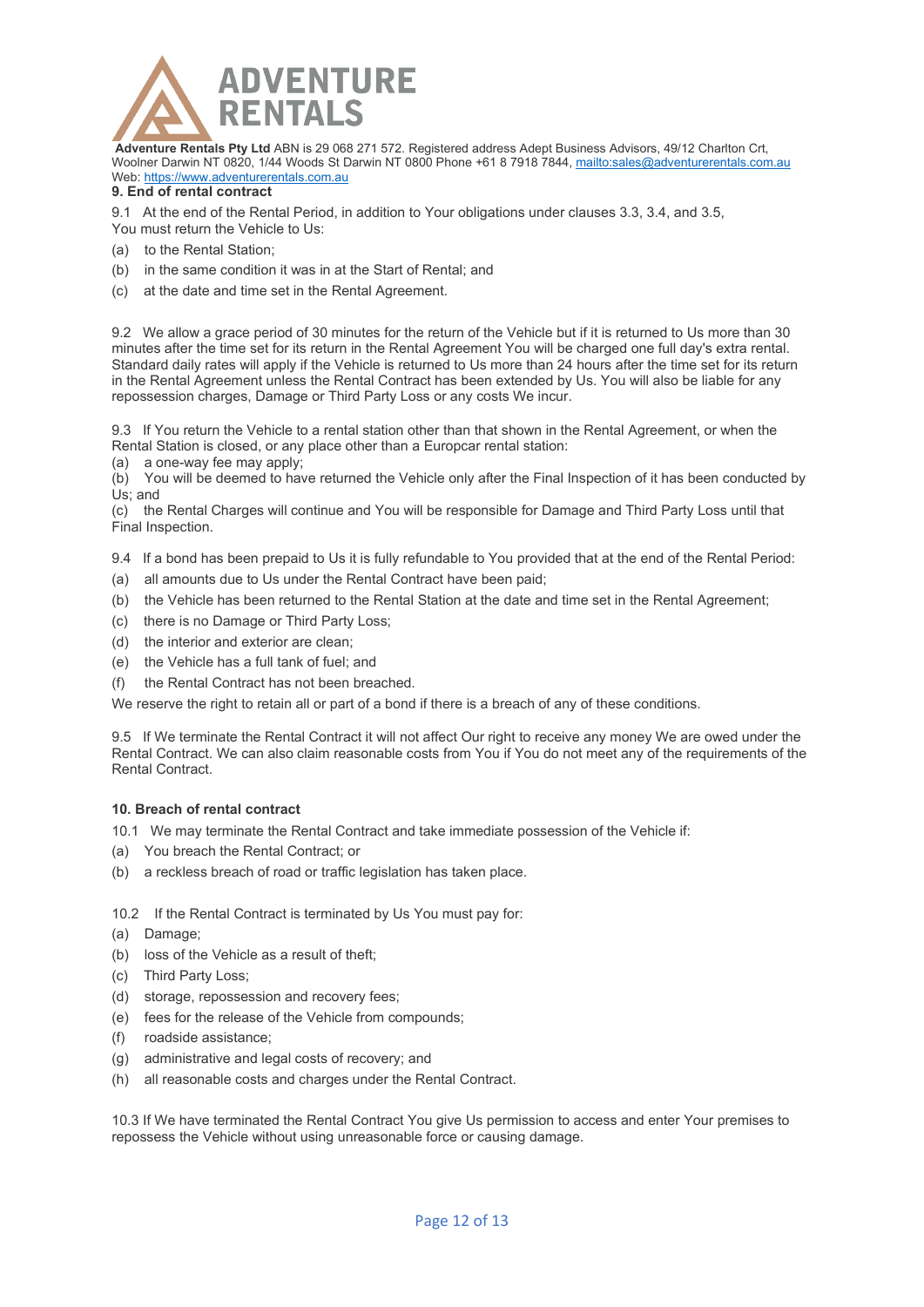**Adventure Rentals Pty Ltd** ABN is 29 068 271 572. Registered address Adept Business Advisors, 49/12 Charlton Crt, Woolner Darwin NT 0820, 1/44 Woods St Darwin NT 0800 Phone +61 8 7918 7844, mailto:sales@adventurerentals.com.au Web: https://www.adventurerentals.com.au

### 9. End of rental contract

9.1 At the end of the Rental Period, in addition to Your obligations under clauses 3.3, 3.4, and 3.5, You must return the Vehicle to Us:

(a) to the Rental Station;

(b) in the same condition it was in at the Start of Rental; and

(c) at the date and time set in the Rental Agreement.

9.2 We allow a grace period of 30 minutes for the return of the Vehicle but if it is returned to Us more than 30 minutes after the time set for its return in the Rental Agreement You will be charged one full day's extra rental. Standard daily rates will apply if the Vehicle is returned to Us more than 24 hours after the time set for its return in the Rental Agreement unless the Rental Contract has been extended by Us. You will also be liable for any repossession charges, Damage or Third Party Loss or any costs We incur.

9.3 If You return the Vehicle to a rental station other than that shown in the Rental Agreement, or when the Rental Station is closed, or any place other than a Europcar rental station:

(a) a one-way fee may apply;

(b) You will be deemed to have returned the Vehicle only after the Final Inspection of it has been conducted by Us; and

(c) the Rental Charges will continue and You will be responsible for Damage and Third Party Loss until that Final Inspection.

9.4 If a bond has been prepaid to Us it is fully refundable to You provided that at the end of the Rental Period:

(a) all amounts due to Us under the Rental Contract have been paid;

(b) the Vehicle has been returned to the Rental Station at the date and time set in the Rental Agreement;

(c) there is no Damage or Third Party Loss;

(d) the interior and exterior are clean;

(e) the Vehicle has a full tank of fuel; and

(f) the Rental Contract has not been breached.

We reserve the right to retain all or part of a bond if there is a breach of any of these conditions.

9.5 If We terminate the Rental Contract it will not affect Our right to receive any money We are owed under the Rental Contract. We can also claim reasonable costs from You if You do not meet any of the requirements of the Rental Contract.

### 10. Breach of rental contract

10.1 We may terminate the Rental Contract and take immediate possession of the Vehicle if:

(a) You breach the Rental Contract; or

(b) a reckless breach of road or traffic legislation has taken place.

10.2 If the Rental Contract is terminated by Us You must pay for:

(a) Damage;

(b) loss of the Vehicle as a result of theft;

(c) Third Party Loss;

(d) storage, repossession and recovery fees;

(e) fees for the release of the Vehicle from compounds;

(f) roadside assistance;

(g) administrative and legal costs of recovery; and

(h) all reasonable costs and charges under the Rental Contract.

10.3 If We have terminated the Rental Contract You give Us permission to access and enter Your premises to repossess the Vehicle without using unreasonable force or causing damage.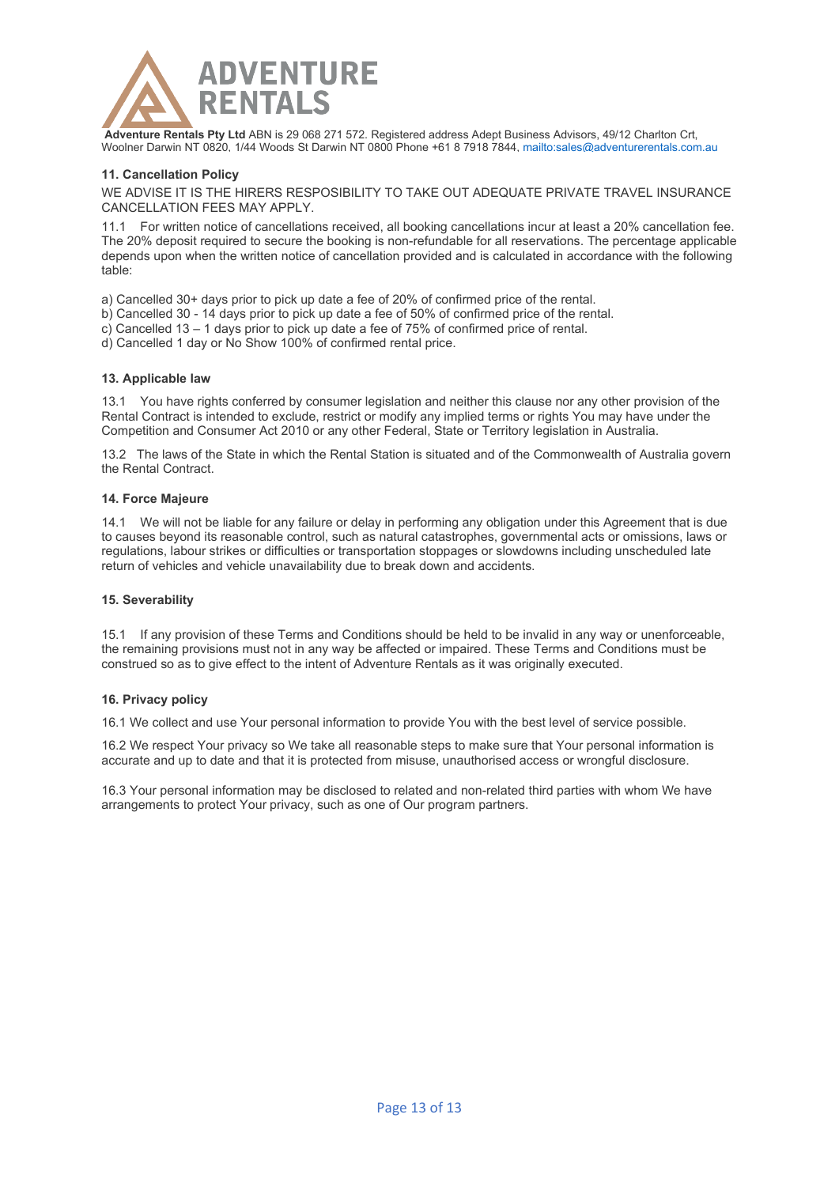**Adventure Rentals Pty Ltd** ABN is 29 068 271 572. Registered address Adept Business Advisors, 49/12 Charlton Crt, Woolner Darwin NT 0820, 1/44 Woods St Darwin NT 0800 Phone +61 8 7918 7844, mailto:sales@adventurerentals.com.au

#### 11. Cancellation Policy

WE ADVISE IT IS THE HIRERS RESPOSIBILITY TO TAKE OUT ADEQUATE PRIVATE TRAVEL INSURANCE CANCELLATION FEES MAY APPLY.

11.1 For written notice of cancellations received, all booking cancellations incur at least a 20% cancellation fee. The 20% deposit required to secure the booking is non-refundable for all reservations. The percentage applicable depends upon when the written notice of cancellation provided and is calculated in accordance with the following table:

a) Cancelled 30+ days prior to pick up date a fee of 20% of confirmed price of the rental.
b) Cancelled 30 - 14 days prior to pick up date a fee of 50% of confirmed price of the rental.
c) Cancelled 13 – 1 days prior to pick up date a fee of 75% of confirmed price of rental.
d) Cancelled 1 day or No Show 100% of confirmed rental price.

#### 13. Applicable law

13.1 You have rights conferred by consumer legislation and neither this clause nor any other provision of the Rental Contract is intended to exclude, restrict or modify any implied terms or rights You may have under the Competition and Consumer Act 2010 or any other Federal, State or Territory legislation in Australia.

13.2 The laws of the State in which the Rental Station is situated and of the Commonwealth of Australia govern the Rental Contract.

#### 14. Force Majeure

14.1 We will not be liable for any failure or delay in performing any obligation under this Agreement that is due to causes beyond its reasonable control, such as natural catastrophes, governmental acts or omissions, laws or regulations, labour strikes or difficulties or transportation stoppages or slowdowns including unscheduled late return of vehicles and vehicle unavailability due to break down and accidents.

#### 15. Severability

15.1 If any provision of these Terms and Conditions should be held to be invalid in any way or unenforceable, the remaining provisions must not in any way be affected or impaired. These Terms and Conditions must be construed so as to give effect to the intent of Adventure Rentals as it was originally executed.

#### 16. Privacy policy

16.1 We collect and use Your personal information to provide You with the best level of service possible.

16.2 We respect Your privacy so We take all reasonable steps to make sure that Your personal information is accurate and up to date and that it is protected from misuse, unauthorised access or wrongful disclosure.

16.3 Your personal information may be disclosed to related and non-related third parties with whom We have arrangements to protect Your privacy, such as one of Our program partners.